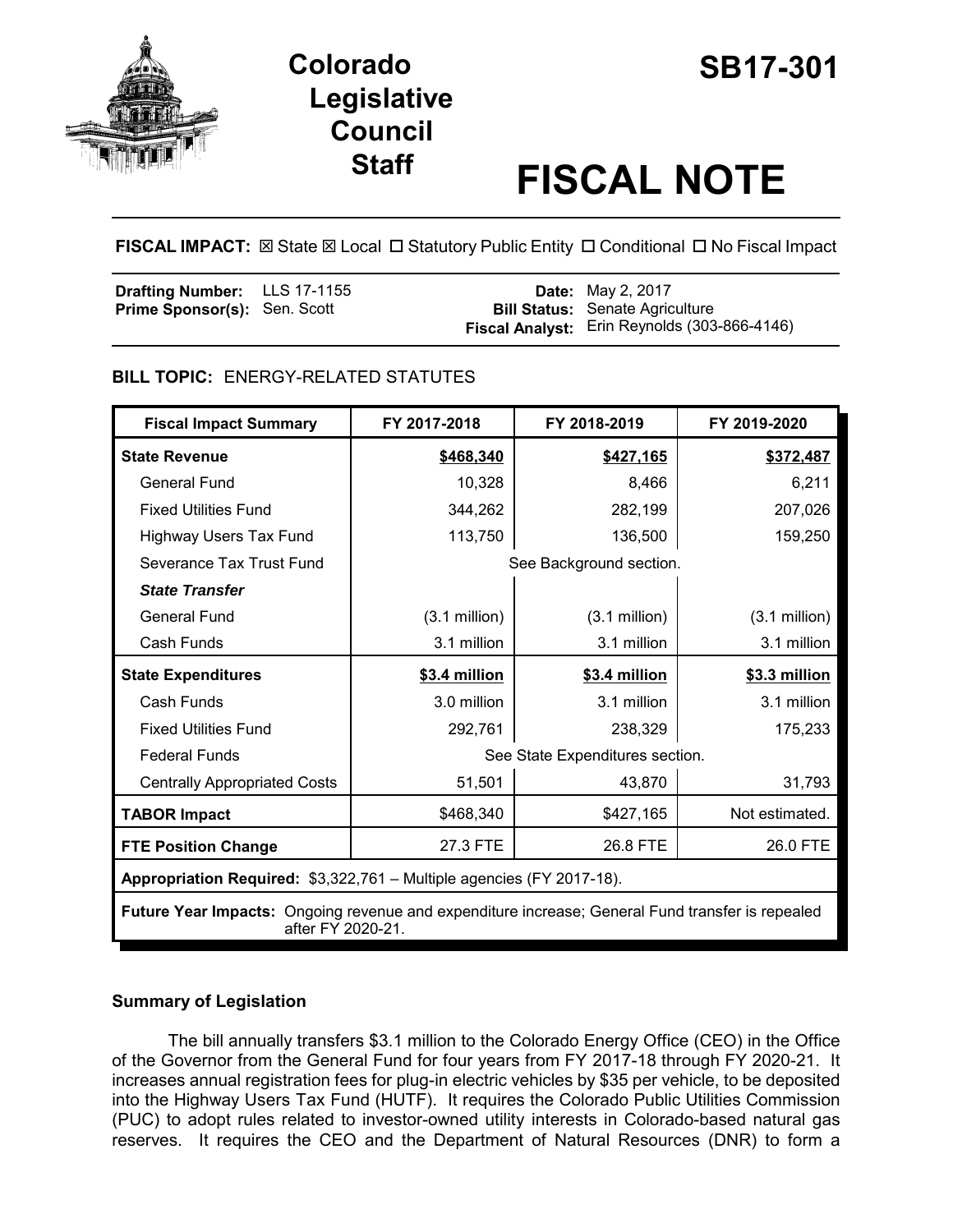# Colorado Legislative Council Staff

# SB17-301

# FISCAL NOTE

**FISCAL IMPACT:** ☒ State ☒ Local ☐ Statutory Public Entity ☐ Conditional ☐ No Fiscal Impact

| | | | |
|---|---|---|---|
| **Drafting Number:** | LLS 17-1155 | **Date:** | May 2, 2017 |
| **Prime Sponsor(s):** | Sen. Scott | **Bill Status:** | Senate Agriculture |
| | | **Fiscal Analyst:** | Erin Reynolds (303-866-4146) |

## BILL TOPIC: ENERGY-RELATED STATUTES

| Fiscal Impact Summary | FY 2017-2018 | FY 2018-2019 | FY 2019-2020 |
|---|---|---|---|
| **State Revenue** | **$468,340** | **$427,165** | **$372,487** |
| General Fund | 10,328 | 8,466 | 6,211 |
| Fixed Utilities Fund | 344,262 | 282,199 | 207,026 |
| Highway Users Tax Fund | 113,750 | 136,500 | 159,250 |
| Severance Tax Trust Fund | See Background section. | | |
| ***State Transfer*** | | | |
| General Fund | (3.1 million) | (3.1 million) | (3.1 million) |
| Cash Funds | 3.1 million | 3.1 million | 3.1 million |
| **State Expenditures** | **$3.4 million** | **$3.4 million** | **$3.3 million** |
| Cash Funds | 3.0 million | 3.1 million | 3.1 million |
| Fixed Utilities Fund | 292,761 | 238,329 | 175,233 |
| Federal Funds | See State Expenditures section. | | |
| Centrally Appropriated Costs | 51,501 | 43,870 | 31,793 |
| **TABOR Impact** | $468,340 | $427,165 | Not estimated. |
| **FTE Position Change** | 27.3 FTE | 26.8 FTE | 26.0 FTE |
| **Appropriation Required:** $3,322,761 – Multiple agencies (FY 2017-18). | | | |
| **Future Year Impacts:** Ongoing revenue and expenditure increase; General Fund transfer is repealed after FY 2020-21. | | | |

## Summary of Legislation

The bill annually transfers $3.1 million to the Colorado Energy Office (CEO) in the Office of the Governor from the General Fund for four years from FY 2017-18 through FY 2020-21. It increases annual registration fees for plug-in electric vehicles by $35 per vehicle, to be deposited into the Highway Users Tax Fund (HUTF). It requires the Colorado Public Utilities Commission (PUC) to adopt rules related to investor-owned utility interests in Colorado-based natural gas reserves. It requires the CEO and the Department of Natural Resources (DNR) to form a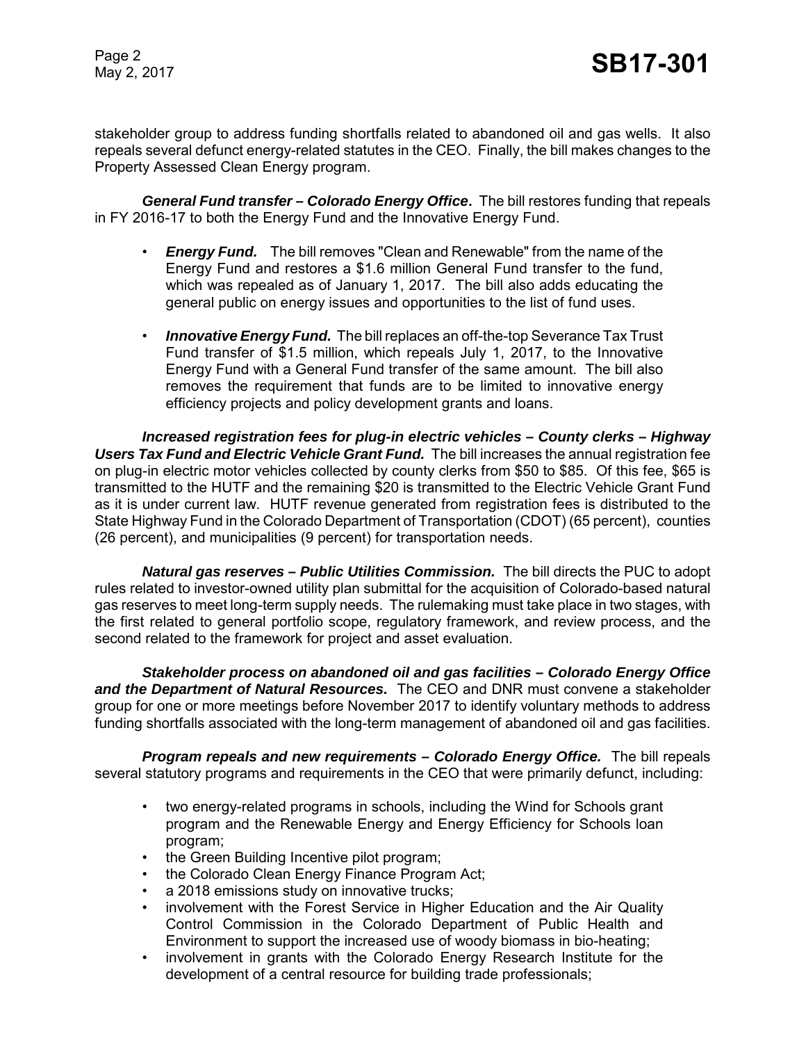stakeholder group to address funding shortfalls related to abandoned oil and gas wells. It also repeals several defunct energy-related statutes in the CEO. Finally, the bill makes changes to the Property Assessed Clean Energy program.

***General Fund transfer – Colorado Energy Office*.** The bill restores funding that repeals in FY 2016-17 to both the Energy Fund and the Innovative Energy Fund.

- ***Energy Fund.*** The bill removes "Clean and Renewable" from the name of the Energy Fund and restores a $1.6 million General Fund transfer to the fund, which was repealed as of January 1, 2017. The bill also adds educating the general public on energy issues and opportunities to the list of fund uses.

- ***Innovative Energy Fund.*** The bill replaces an off-the-top Severance Tax Trust Fund transfer of $1.5 million, which repeals July 1, 2017, to the Innovative Energy Fund with a General Fund transfer of the same amount. The bill also removes the requirement that funds are to be limited to innovative energy efficiency projects and policy development grants and loans.

***Increased registration fees for plug-in electric vehicles – County clerks – Highway Users Tax Fund and Electric Vehicle Grant Fund.*** The bill increases the annual registration fee on plug-in electric motor vehicles collected by county clerks from $50 to $85. Of this fee, $65 is transmitted to the HUTF and the remaining $20 is transmitted to the Electric Vehicle Grant Fund as it is under current law. HUTF revenue generated from registration fees is distributed to the State Highway Fund in the Colorado Department of Transportation (CDOT) (65 percent), counties (26 percent), and municipalities (9 percent) for transportation needs.

***Natural gas reserves – Public Utilities Commission.*** The bill directs the PUC to adopt rules related to investor-owned utility plan submittal for the acquisition of Colorado-based natural gas reserves to meet long-term supply needs. The rulemaking must take place in two stages, with the first related to general portfolio scope, regulatory framework, and review process, and the second related to the framework for project and asset evaluation.

***Stakeholder process on abandoned oil and gas facilities – Colorado Energy Office and the Department of Natural Resources.*** The CEO and DNR must convene a stakeholder group for one or more meetings before November 2017 to identify voluntary methods to address funding shortfalls associated with the long-term management of abandoned oil and gas facilities.

***Program repeals and new requirements – Colorado Energy Office.*** The bill repeals several statutory programs and requirements in the CEO that were primarily defunct, including:

- two energy-related programs in schools, including the Wind for Schools grant program and the Renewable Energy and Energy Efficiency for Schools loan program;
- the Green Building Incentive pilot program;
- the Colorado Clean Energy Finance Program Act;
- a 2018 emissions study on innovative trucks;
- involvement with the Forest Service in Higher Education and the Air Quality Control Commission in the Colorado Department of Public Health and Environment to support the increased use of woody biomass in bio-heating;
- involvement in grants with the Colorado Energy Research Institute for the development of a central resource for building trade professionals;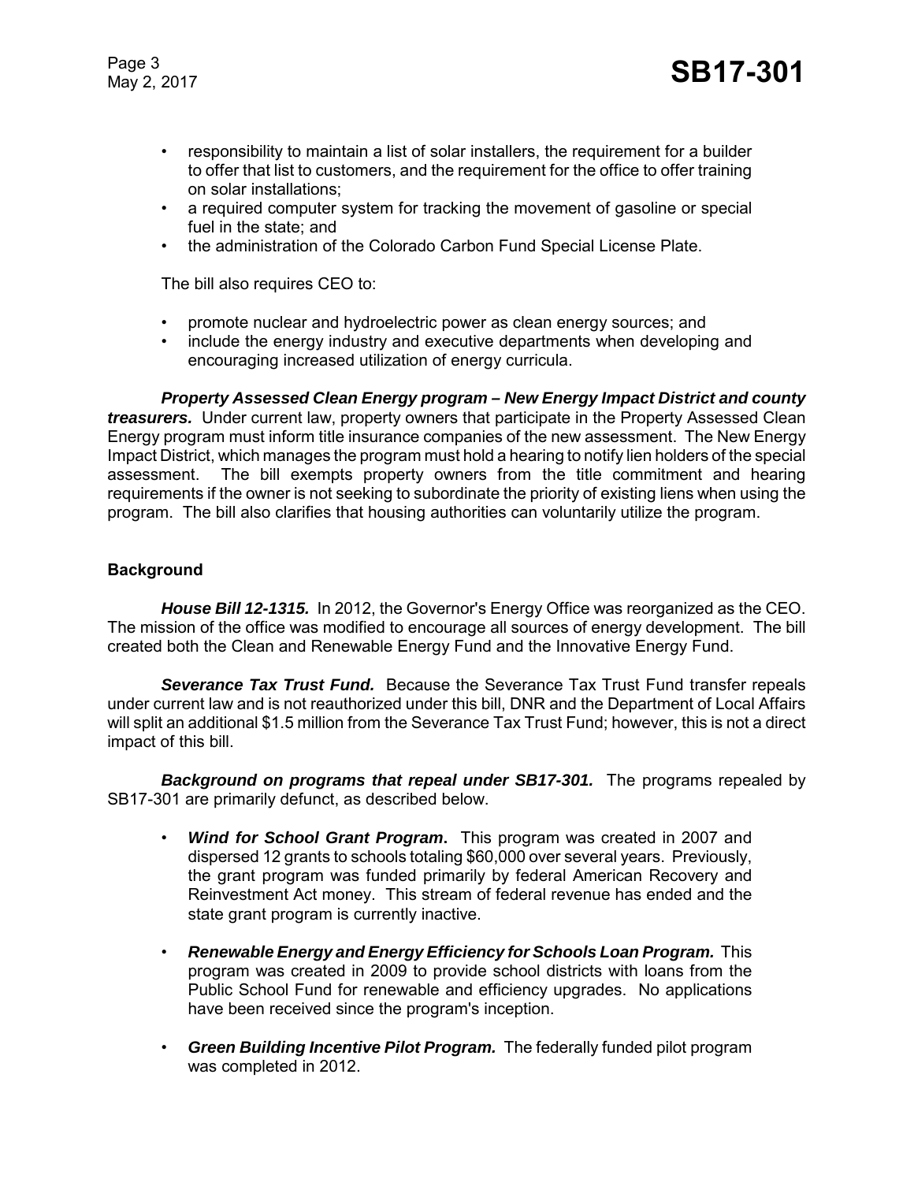- responsibility to maintain a list of solar installers, the requirement for a builder to offer that list to customers, and the requirement for the office to offer training on solar installations;
- a required computer system for tracking the movement of gasoline or special fuel in the state; and
- the administration of the Colorado Carbon Fund Special License Plate.

The bill also requires CEO to:

- promote nuclear and hydroelectric power as clean energy sources; and
- include the energy industry and executive departments when developing and encouraging increased utilization of energy curricula.

***Property Assessed Clean Energy program – New Energy Impact District and county treasurers.*** Under current law, property owners that participate in the Property Assessed Clean Energy program must inform title insurance companies of the new assessment. The New Energy Impact District, which manages the program must hold a hearing to notify lien holders of the special assessment. The bill exempts property owners from the title commitment and hearing requirements if the owner is not seeking to subordinate the priority of existing liens when using the program. The bill also clarifies that housing authorities can voluntarily utilize the program.

**Background**

***House Bill 12-1315.*** In 2012, the Governor's Energy Office was reorganized as the CEO. The mission of the office was modified to encourage all sources of energy development. The bill created both the Clean and Renewable Energy Fund and the Innovative Energy Fund.

***Severance Tax Trust Fund.*** Because the Severance Tax Trust Fund transfer repeals under current law and is not reauthorized under this bill, DNR and the Department of Local Affairs will split an additional $1.5 million from the Severance Tax Trust Fund; however, this is not a direct impact of this bill.

***Background on programs that repeal under SB17-301.*** The programs repealed by SB17-301 are primarily defunct, as described below.

- ***Wind for School Grant Program.*** This program was created in 2007 and dispersed 12 grants to schools totaling $60,000 over several years. Previously, the grant program was funded primarily by federal American Recovery and Reinvestment Act money. This stream of federal revenue has ended and the state grant program is currently inactive.

- ***Renewable Energy and Energy Efficiency for Schools Loan Program.*** This program was created in 2009 to provide school districts with loans from the Public School Fund for renewable and efficiency upgrades. No applications have been received since the program's inception.

- ***Green Building Incentive Pilot Program.*** The federally funded pilot program was completed in 2012.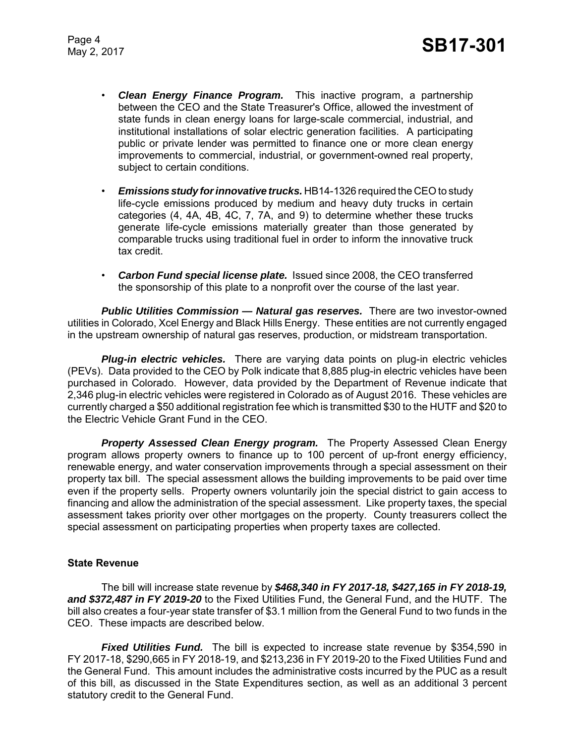- ***Clean Energy Finance Program.*** This inactive program, a partnership between the CEO and the State Treasurer's Office, allowed the investment of state funds in clean energy loans for large-scale commercial, industrial, and institutional installations of solar electric generation facilities. A participating public or private lender was permitted to finance one or more clean energy improvements to commercial, industrial, or government-owned real property, subject to certain conditions.

- ***Emissions study for innovative trucks.*** HB14-1326 required the CEO to study life-cycle emissions produced by medium and heavy duty trucks in certain categories (4, 4A, 4B, 4C, 7, 7A, and 9) to determine whether these trucks generate life-cycle emissions materially greater than those generated by comparable trucks using traditional fuel in order to inform the innovative truck tax credit.

- ***Carbon Fund special license plate.*** Issued since 2008, the CEO transferred the sponsorship of this plate to a nonprofit over the course of the last year.

***Public Utilities Commission — Natural gas reserves.*** There are two investor-owned utilities in Colorado, Xcel Energy and Black Hills Energy. These entities are not currently engaged in the upstream ownership of natural gas reserves, production, or midstream transportation.

***Plug-in electric vehicles.*** There are varying data points on plug-in electric vehicles (PEVs). Data provided to the CEO by Polk indicate that 8,885 plug-in electric vehicles have been purchased in Colorado. However, data provided by the Department of Revenue indicate that 2,346 plug-in electric vehicles were registered in Colorado as of August 2016. These vehicles are currently charged a $50 additional registration fee which is transmitted $30 to the HUTF and $20 to the Electric Vehicle Grant Fund in the CEO.

***Property Assessed Clean Energy program.*** The Property Assessed Clean Energy program allows property owners to finance up to 100 percent of up-front energy efficiency, renewable energy, and water conservation improvements through a special assessment on their property tax bill. The special assessment allows the building improvements to be paid over time even if the property sells. Property owners voluntarily join the special district to gain access to financing and allow the administration of the special assessment. Like property taxes, the special assessment takes priority over other mortgages on the property. County treasurers collect the special assessment on participating properties when property taxes are collected.

**State Revenue**

The bill will increase state revenue by ***$468,340 in FY 2017-18, $427,165 in FY 2018-19, and $372,487 in FY 2019-20*** to the Fixed Utilities Fund, the General Fund, and the HUTF. The bill also creates a four-year state transfer of $3.1 million from the General Fund to two funds in the CEO. These impacts are described below.

***Fixed Utilities Fund.*** The bill is expected to increase state revenue by $354,590 in FY 2017-18, $290,665 in FY 2018-19, and $213,236 in FY 2019-20 to the Fixed Utilities Fund and the General Fund. This amount includes the administrative costs incurred by the PUC as a result of this bill, as discussed in the State Expenditures section, as well as an additional 3 percent statutory credit to the General Fund.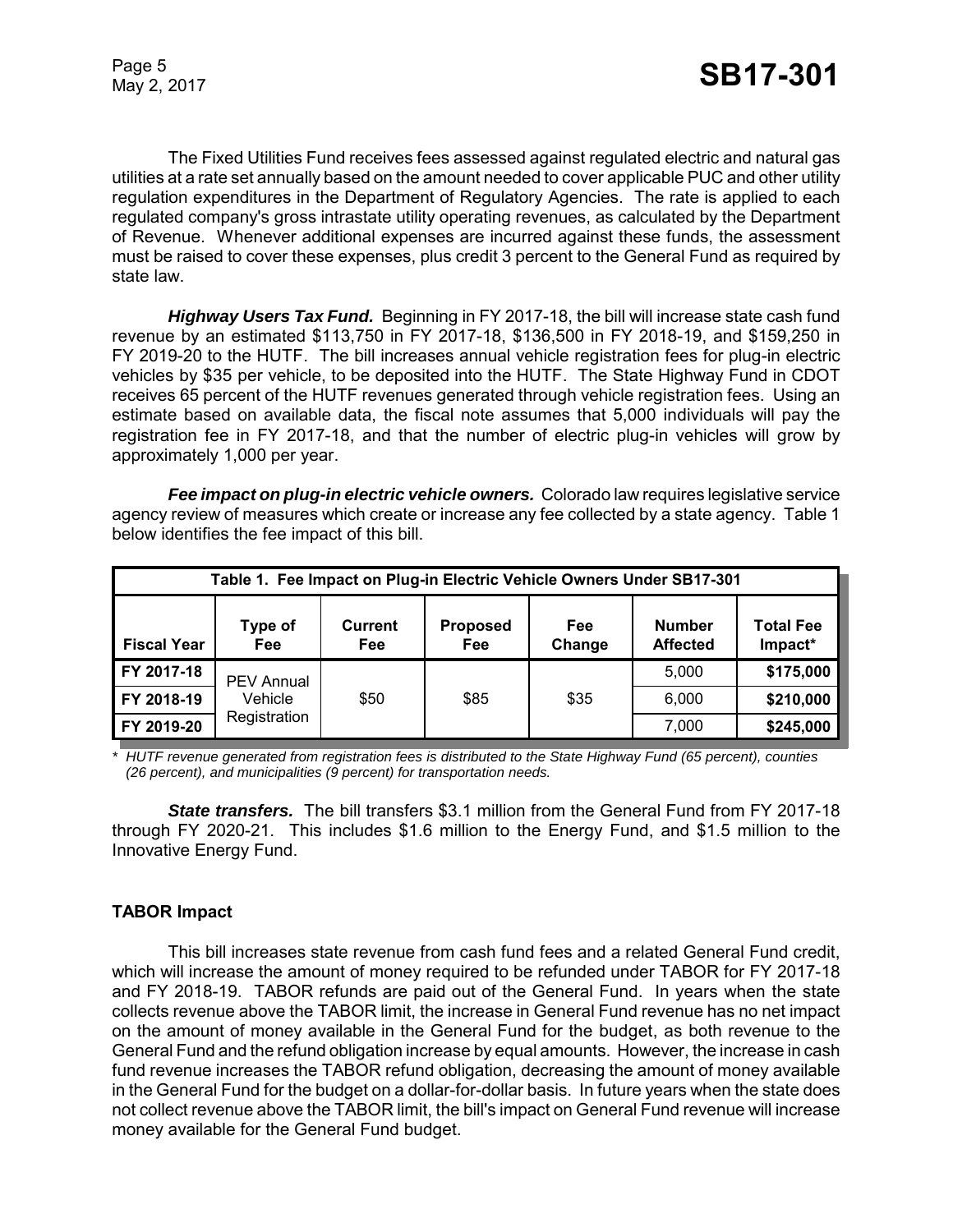The Fixed Utilities Fund receives fees assessed against regulated electric and natural gas utilities at a rate set annually based on the amount needed to cover applicable PUC and other utility regulation expenditures in the Department of Regulatory Agencies. The rate is applied to each regulated company's gross intrastate utility operating revenues, as calculated by the Department of Revenue. Whenever additional expenses are incurred against these funds, the assessment must be raised to cover these expenses, plus credit 3 percent to the General Fund as required by state law.

***Highway Users Tax Fund.*** Beginning in FY 2017-18, the bill will increase state cash fund revenue by an estimated $113,750 in FY 2017-18, $136,500 in FY 2018-19, and $159,250 in FY 2019-20 to the HUTF. The bill increases annual vehicle registration fees for plug-in electric vehicles by $35 per vehicle, to be deposited into the HUTF. The State Highway Fund in CDOT receives 65 percent of the HUTF revenues generated through vehicle registration fees. Using an estimate based on available data, the fiscal note assumes that 5,000 individuals will pay the registration fee in FY 2017-18, and that the number of electric plug-in vehicles will grow by approximately 1,000 per year.

***Fee impact on plug-in electric vehicle owners.*** Colorado law requires legislative service agency review of measures which create or increase any fee collected by a state agency. Table 1 below identifies the fee impact of this bill.

| Table 1. Fee Impact on Plug-in Electric Vehicle Owners Under SB17-301 | | | | | | |
|---|---|---|---|---|---|---|
| **Fiscal Year** | **Type of Fee** | **Current Fee** | **Proposed Fee** | **Fee Change** | **Number Affected** | **Total Fee Impact*** |
| **FY 2017-18** | PEV Annual Vehicle Registration | $50 | $85 | $35 | 5,000 | **$175,000** |
| **FY 2018-19** | | | | | 6,000 | **$210,000** |
| **FY 2019-20** | | | | | 7,000 | **$245,000** |

\* *HUTF revenue generated from registration fees is distributed to the State Highway Fund (65 percent), counties (26 percent), and municipalities (9 percent) for transportation needs.*

***State transfers.*** The bill transfers $3.1 million from the General Fund from FY 2017-18 through FY 2020-21. This includes $1.6 million to the Energy Fund, and $1.5 million to the Innovative Energy Fund.

## TABOR Impact

This bill increases state revenue from cash fund fees and a related General Fund credit, which will increase the amount of money required to be refunded under TABOR for FY 2017-18 and FY 2018-19. TABOR refunds are paid out of the General Fund. In years when the state collects revenue above the TABOR limit, the increase in General Fund revenue has no net impact on the amount of money available in the General Fund for the budget, as both revenue to the General Fund and the refund obligation increase by equal amounts. However, the increase in cash fund revenue increases the TABOR refund obligation, decreasing the amount of money available in the General Fund for the budget on a dollar-for-dollar basis. In future years when the state does not collect revenue above the TABOR limit, the bill's impact on General Fund revenue will increase money available for the General Fund budget.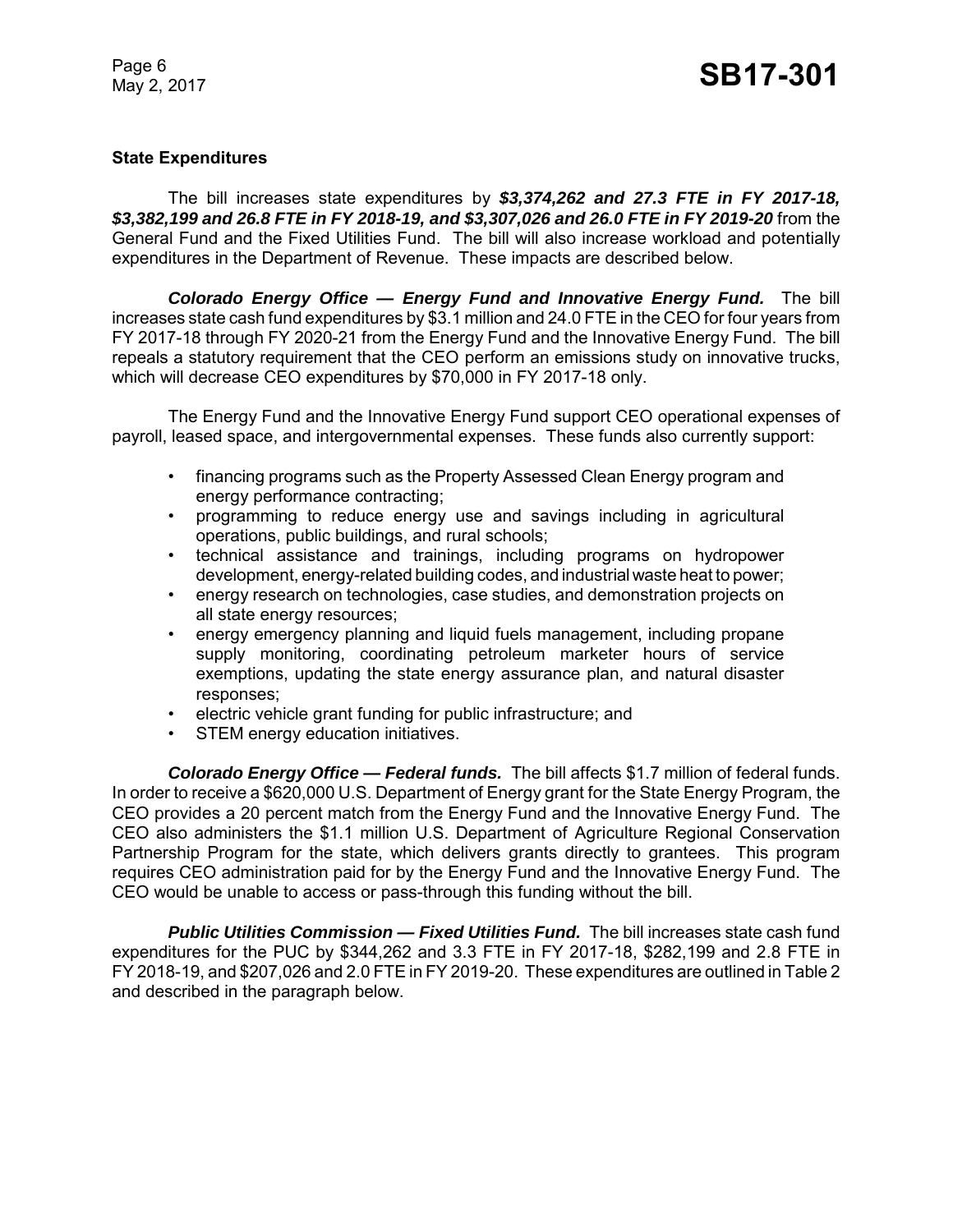**State Expenditures**

The bill increases state expenditures by ***$3,374,262 and 27.3 FTE in FY 2017-18, $3,382,199 and 26.8 FTE in FY 2018-19, and $3,307,026 and 26.0 FTE in FY 2019-20*** from the General Fund and the Fixed Utilities Fund. The bill will also increase workload and potentially expenditures in the Department of Revenue. These impacts are described below.

***Colorado Energy Office — Energy Fund and Innovative Energy Fund.*** The bill increases state cash fund expenditures by $3.1 million and 24.0 FTE in the CEO for four years from FY 2017-18 through FY 2020-21 from the Energy Fund and the Innovative Energy Fund. The bill repeals a statutory requirement that the CEO perform an emissions study on innovative trucks, which will decrease CEO expenditures by $70,000 in FY 2017-18 only.

The Energy Fund and the Innovative Energy Fund support CEO operational expenses of payroll, leased space, and intergovernmental expenses. These funds also currently support:

- financing programs such as the Property Assessed Clean Energy program and energy performance contracting;
- programming to reduce energy use and savings including in agricultural operations, public buildings, and rural schools;
- technical assistance and trainings, including programs on hydropower development, energy-related building codes, and industrial waste heat to power;
- energy research on technologies, case studies, and demonstration projects on all state energy resources;
- energy emergency planning and liquid fuels management, including propane supply monitoring, coordinating petroleum marketer hours of service exemptions, updating the state energy assurance plan, and natural disaster responses;
- electric vehicle grant funding for public infrastructure; and
- STEM energy education initiatives.

***Colorado Energy Office — Federal funds.*** The bill affects $1.7 million of federal funds. In order to receive a $620,000 U.S. Department of Energy grant for the State Energy Program, the CEO provides a 20 percent match from the Energy Fund and the Innovative Energy Fund. The CEO also administers the $1.1 million U.S. Department of Agriculture Regional Conservation Partnership Program for the state, which delivers grants directly to grantees. This program requires CEO administration paid for by the Energy Fund and the Innovative Energy Fund. The CEO would be unable to access or pass-through this funding without the bill.

***Public Utilities Commission — Fixed Utilities Fund.*** The bill increases state cash fund expenditures for the PUC by $344,262 and 3.3 FTE in FY 2017-18, $282,199 and 2.8 FTE in FY 2018-19, and $207,026 and 2.0 FTE in FY 2019-20. These expenditures are outlined in Table 2 and described in the paragraph below.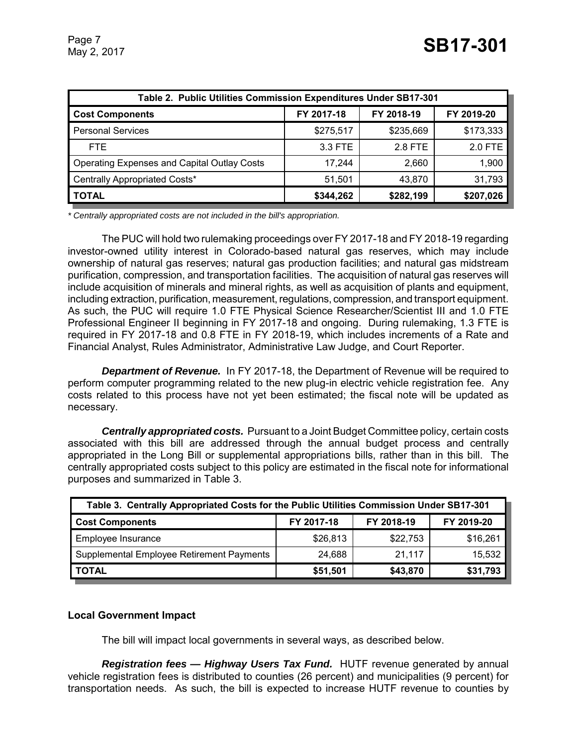| Table 2. Public Utilities Commission Expenditures Under SB17-301 | | | |
|---|---|---|---|
| **Cost Components** | **FY 2017-18** | **FY 2018-19** | **FY 2019-20** |
| Personal Services | $275,517 | $235,669 | $173,333 |
| FTE | 3.3 FTE | 2.8 FTE | 2.0 FTE |
| Operating Expenses and Capital Outlay Costs | 17,244 | 2,660 | 1,900 |
| Centrally Appropriated Costs* | 51,501 | 43,870 | 31,793 |
| **TOTAL** | **$344,262** | **$282,199** | **$207,026** |

*\* Centrally appropriated costs are not included in the bill's appropriation.*

The PUC will hold two rulemaking proceedings over FY 2017-18 and FY 2018-19 regarding investor-owned utility interest in Colorado-based natural gas reserves, which may include ownership of natural gas reserves; natural gas production facilities; and natural gas midstream purification, compression, and transportation facilities. The acquisition of natural gas reserves will include acquisition of minerals and mineral rights, as well as acquisition of plants and equipment, including extraction, purification, measurement, regulations, compression, and transport equipment. As such, the PUC will require 1.0 FTE Physical Science Researcher/Scientist III and 1.0 FTE Professional Engineer II beginning in FY 2017-18 and ongoing. During rulemaking, 1.3 FTE is required in FY 2017-18 and 0.8 FTE in FY 2018-19, which includes increments of a Rate and Financial Analyst, Rules Administrator, Administrative Law Judge, and Court Reporter.

***Department of Revenue.*** In FY 2017-18, the Department of Revenue will be required to perform computer programming related to the new plug-in electric vehicle registration fee. Any costs related to this process have not yet been estimated; the fiscal note will be updated as necessary.

***Centrally appropriated costs.*** Pursuant to a Joint Budget Committee policy, certain costs associated with this bill are addressed through the annual budget process and centrally appropriated in the Long Bill or supplemental appropriations bills, rather than in this bill. The centrally appropriated costs subject to this policy are estimated in the fiscal note for informational purposes and summarized in Table 3.

| Table 3. Centrally Appropriated Costs for the Public Utilities Commission Under SB17-301 | | | |
|---|---|---|---|
| **Cost Components** | **FY 2017-18** | **FY 2018-19** | **FY 2019-20** |
| Employee Insurance | $26,813 | $22,753 | $16,261 |
| Supplemental Employee Retirement Payments | 24,688 | 21,117 | 15,532 |
| **TOTAL** | **$51,501** | **$43,870** | **$31,793** |

### Local Government Impact

The bill will impact local governments in several ways, as described below.

***Registration fees — Highway Users Tax Fund.*** HUTF revenue generated by annual vehicle registration fees is distributed to counties (26 percent) and municipalities (9 percent) for transportation needs. As such, the bill is expected to increase HUTF revenue to counties by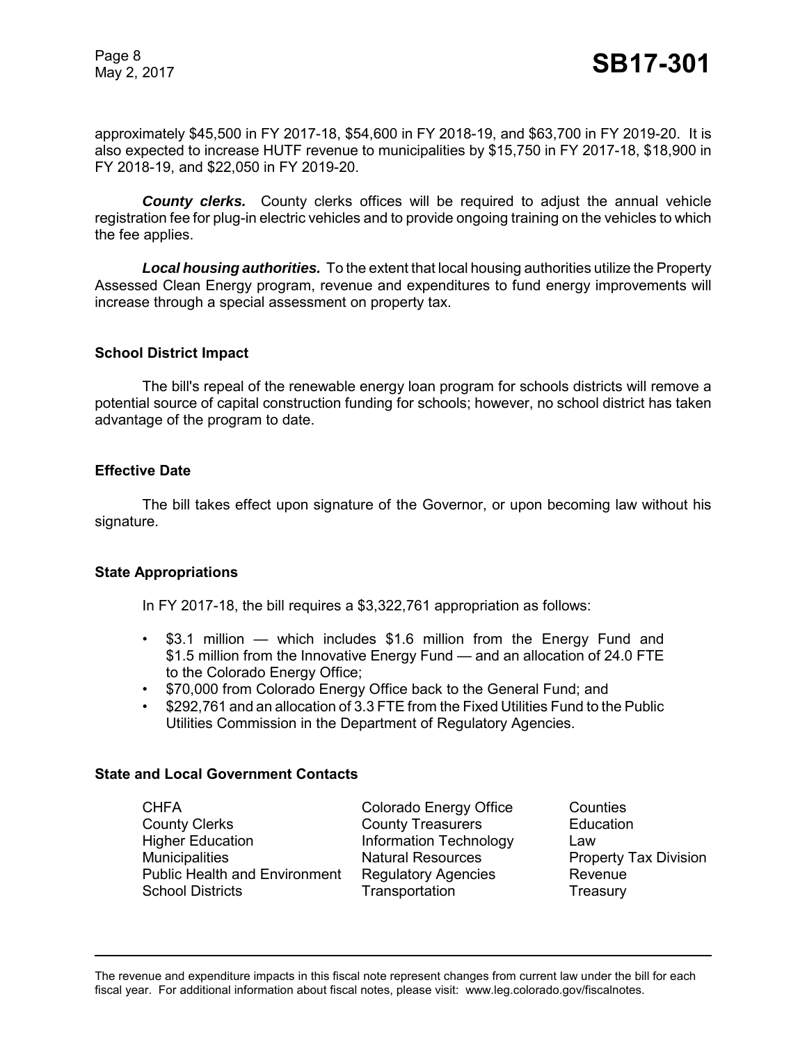approximately $45,500 in FY 2017-18, $54,600 in FY 2018-19, and $63,700 in FY 2019-20. It is also expected to increase HUTF revenue to municipalities by $15,750 in FY 2017-18, $18,900 in FY 2018-19, and $22,050 in FY 2019-20.

***County clerks.*** County clerks offices will be required to adjust the annual vehicle registration fee for plug-in electric vehicles and to provide ongoing training on the vehicles to which the fee applies.

***Local housing authorities.*** To the extent that local housing authorities utilize the Property Assessed Clean Energy program, revenue and expenditures to fund energy improvements will increase through a special assessment on property tax.

## School District Impact

The bill's repeal of the renewable energy loan program for schools districts will remove a potential source of capital construction funding for schools; however, no school district has taken advantage of the program to date.

## Effective Date

The bill takes effect upon signature of the Governor, or upon becoming law without his signature.

## State Appropriations

In FY 2017-18, the bill requires a $3,322,761 appropriation as follows:

- $3.1 million — which includes $1.6 million from the Energy Fund and $1.5 million from the Innovative Energy Fund — and an allocation of 24.0 FTE to the Colorado Energy Office;
- $70,000 from Colorado Energy Office back to the General Fund; and
- $292,761 and an allocation of 3.3 FTE from the Fixed Utilities Fund to the Public Utilities Commission in the Department of Regulatory Agencies.

## State and Local Government Contacts

| | | |
|---|---|---|
| CHFA | Colorado Energy Office | Counties |
| County Clerks | County Treasurers | Education |
| Higher Education | Information Technology | Law |
| Municipalities | Natural Resources | Property Tax Division |
| Public Health and Environment | Regulatory Agencies | Revenue |
| School Districts | Transportation | Treasury |

The revenue and expenditure impacts in this fiscal note represent changes from current law under the bill for each fiscal year. For additional information about fiscal notes, please visit: www.leg.colorado.gov/fiscalnotes.